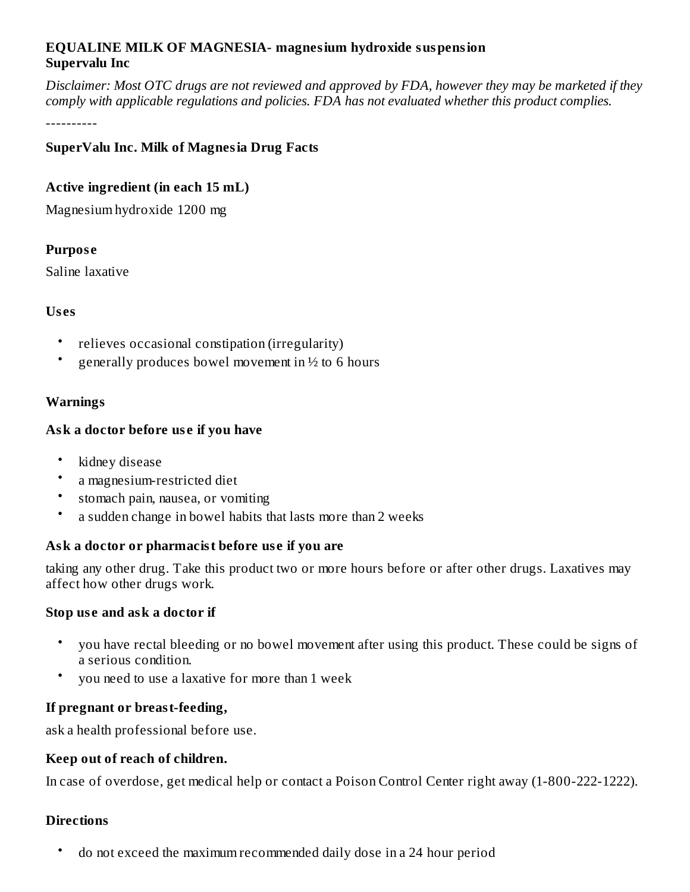**EQUALINE MILK OF MAGNESIA- magnesium hydroxide suspension**
**Supervalu Inc**

*Disclaimer: Most OTC drugs are not reviewed and approved by FDA, however they may be marketed if they comply with applicable regulations and policies. FDA has not evaluated whether this product complies.*

----------

### SuperValu Inc. Milk of Magnesia Drug Facts

#### Active ingredient (in each 15 mL)

Magnesium hydroxide 1200 mg

#### Purpose

Saline laxative

#### Uses

- relieves occasional constipation (irregularity)
- generally produces bowel movement in ½ to 6 hours

#### Warnings

#### Ask a doctor before use if you have

- kidney disease
- a magnesium-restricted diet
- stomach pain, nausea, or vomiting
- a sudden change in bowel habits that lasts more than 2 weeks

#### Ask a doctor or pharmacist before use if you are

taking any other drug. Take this product two or more hours before or after other drugs. Laxatives may affect how other drugs work.

#### Stop use and ask a doctor if

- you have rectal bleeding or no bowel movement after using this product. These could be signs of a serious condition.
- you need to use a laxative for more than 1 week

#### If pregnant or breast-feeding,

ask a health professional before use.

#### Keep out of reach of children.

In case of overdose, get medical help or contact a Poison Control Center right away (1-800-222-1222).

#### Directions

- do not exceed the maximum recommended daily dose in a 24 hour period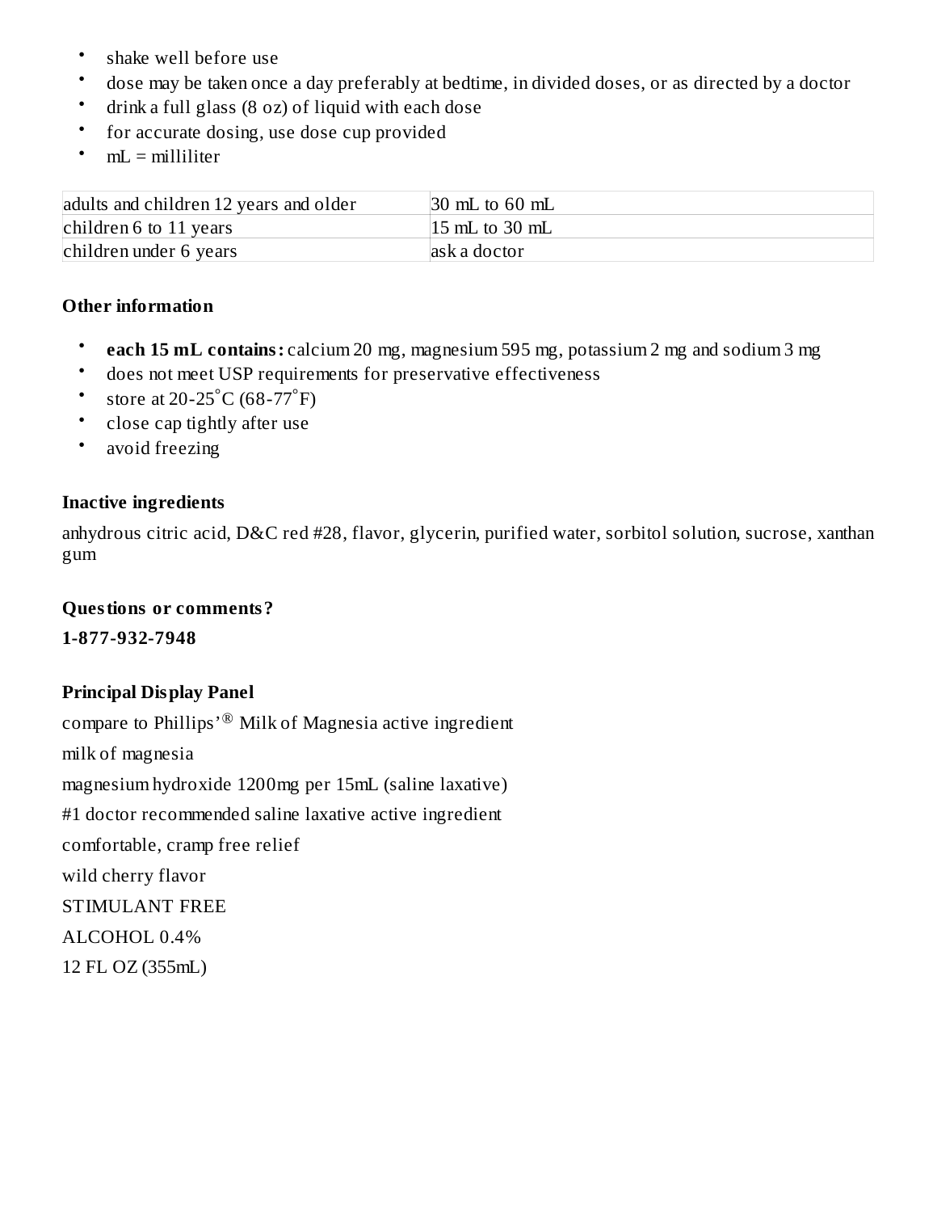- shake well before use
- dose may be taken once a day preferably at bedtime, in divided doses, or as directed by a doctor
- drink a full glass (8 oz) of liquid with each dose
- for accurate dosing, use dose cup provided
- mL = milliliter

| adults and children 12 years and older | 30 mL to 60 mL |
| --- | --- |
| children 6 to 11 years | 15 mL to 30 mL |
| children under 6 years | ask a doctor |

**Other information**

- **each 15 mL contains:** calcium 20 mg, magnesium 595 mg, potassium 2 mg and sodium 3 mg
- does not meet USP requirements for preservative effectiveness
- store at 20-25°C (68-77°F)
- close cap tightly after use
- avoid freezing

**Inactive ingredients**

anhydrous citric acid, D&C red #28, flavor, glycerin, purified water, sorbitol solution, sucrose, xanthan gum

**Questions or comments?**

**1-877-932-7948**

**Principal Display Panel**

compare to Phillips'® Milk of Magnesia active ingredient

milk of magnesia

magnesium hydroxide 1200mg per 15mL (saline laxative)

#1 doctor recommended saline laxative active ingredient

comfortable, cramp free relief

wild cherry flavor

STIMULANT FREE

ALCOHOL 0.4%

12 FL OZ (355mL)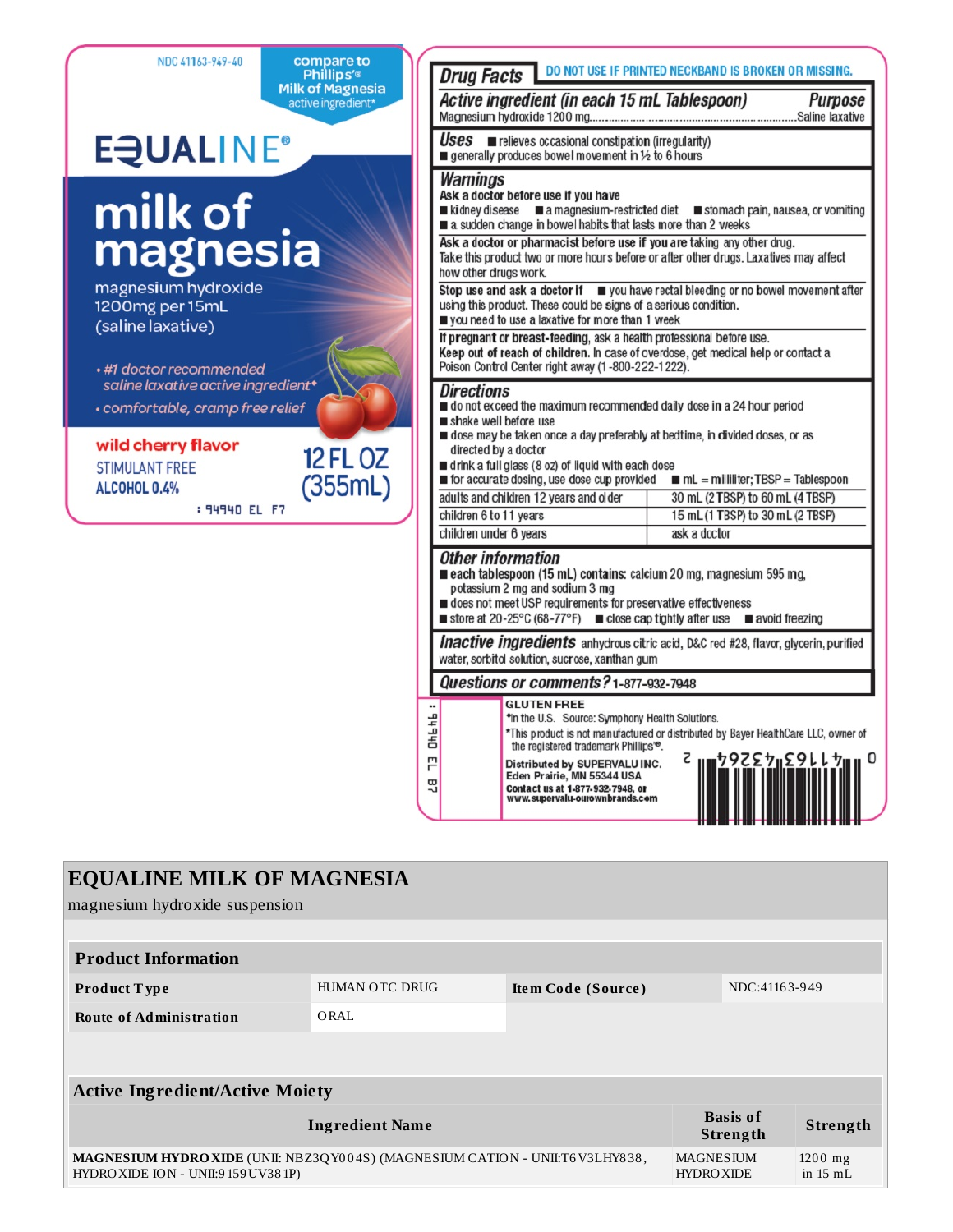NDC 41163-949-40

compare to Phillips® Milk of Magnesia active ingredient*

EQUALINE®

# milk of magnesia

magnesium hydroxide
1200mg per 15mL
(saline laxative)

- #1 doctor recommended saline laxative active ingredient*
- comfortable, cramp free relief

wild cherry flavor

STIMULANT FREE

ALCOHOL 0.4%

12 FL OZ (355mL)

: 94940 EL F7

## Drug Facts

DO NOT USE IF PRINTED NECKBAND IS BROKEN OR MISSING.

| Active ingredient (in each 15 mL Tablespoon) | Purpose |
|---|---|
| Magnesium hydroxide 1200 mg | Saline laxative |

**Uses**
- relieves occasional constipation (irregularity)
- generally produces bowel movement in ½ to 6 hours

**Warnings**

**Ask a doctor before use if you have**
- kidney disease
- a magnesium-restricted diet
- stomach pain, nausea, or vomiting
- a sudden change in bowel habits that lasts more than 2 weeks

**Ask a doctor or pharmacist before use if you are** taking any other drug. Take this product two or more hours before or after other drugs. Laxatives may affect how other drugs work.

**Stop use and ask a doctor if**
- you have rectal bleeding or no bowel movement after using this product. These could be signs of a serious condition.
- you need to use a laxative for more than 1 week

**If pregnant or breast-feeding,** ask a health professional before use.

**Keep out of reach of children.** In case of overdose, get medical help or contact a Poison Control Center right away (1-800-222-1222).

**Directions**
- do not exceed the maximum recommended daily dose in a 24 hour period
- shake well before use
- dose may be taken once a day preferably at bedtime, in divided doses, or as directed by a doctor
- drink a full glass (8 oz) of liquid with each dose
- for accurate dosing, use dose cup provided
- mL = milliliter; TBSP = Tablespoon

| | |
|---|---|
| adults and children 12 years and older | 30 mL (2 TBSP) to 60 mL (4 TBSP) |
| children 6 to 11 years | 15 mL (1 TBSP) to 30 mL (2 TBSP) |
| children under 6 years | ask a doctor |

**Other information**
- **each tablespoon (15 mL) contains:** calcium 20 mg, magnesium 595 mg, potassium 2 mg and sodium 3 mg
- does not meet USP requirements for preservative effectiveness
- store at 20-25°C (68-77°F)
- close cap tightly after use
- avoid freezing

**Inactive ingredients** anhydrous citric acid, D&C red #28, flavor, glycerin, purified water, sorbitol solution, sucrose, xanthan gum

**Questions or comments?** 1-877-932-7948

94940 EL B7

GLUTEN FREE

*In the U.S. Source: Symphony Health Solutions.

*This product is not manufactured or distributed by Bayer HealthCare LLC, owner of the registered trademark Phillips®.

Distributed by SUPERVALU INC.
Eden Prairie, MN 55344 USA
Contact us at 1-877-932-7948, or
www.supervalu-ourownbrands.com

0 41163 43264 2

# EQUALINE MILK OF MAGNESIA

magnesium hydroxide suspension

| Product Information | | | |
|---|---|---|---|
| **Product Type** | HUMAN OTC DRUG | **Item Code (Source)** | NDC:41163-949 |
| **Route of Administration** | ORAL | | |

| Active Ingredient/Active Moiety | | |
|---|---|---|
| **Ingredient Name** | **Basis of Strength** | **Strength** |
| **MAGNESIUM HYDROXIDE** (UNII: NBZ3QY004S) (MAGNESIUM CATION - UNII:T6V3LHY838, HYDROXIDE ION - UNII:9159UV381P) | MAGNESIUM HYDROXIDE | 1200 mg in 15 mL |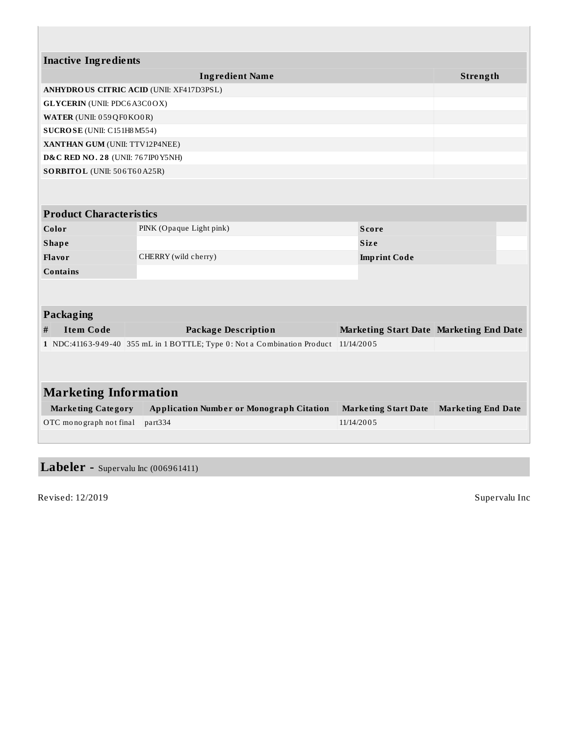| Inactive Ingredients | |
|---|---|
| **Ingredient Name** | **Strength** |
| **ANHYDROUS CITRIC ACID** (UNII: XF417D3PSL) | |
| **GLYCERIN** (UNII: PDC6A3C0OX) | |
| **WATER** (UNII: 059QF0KO0R) | |
| **SUCROSE** (UNII: C151H8M554) | |
| **XANTHAN GUM** (UNII: TTV12P4NEE) | |
| **D&C RED NO. 28** (UNII: 767IP0Y5NH) | |
| **SORBITOL** (UNII: 506T60A25R) | |

| Product Characteristics | | | |
|---|---|---|---|
| **Color** | PINK (Opaque Light pink) | **Score** | |
| **Shape** | | **Size** | |
| **Flavor** | CHERRY (wild cherry) | **Imprint Code** | |
| **Contains** | | | |

| Packaging | | | | |
|---|---|---|---|---|
| **#** | **Item Code** | **Package Description** | **Marketing Start Date** | **Marketing End Date** |
| **1** | NDC:41163-949-40 | 355 mL in 1 BOTTLE; Type 0: Not a Combination Product | 11/14/2005 | |

| Marketing Information | | | |
|---|---|---|---|
| **Marketing Category** | **Application Number or Monograph Citation** | **Marketing Start Date** | **Marketing End Date** |
| OTC monograph not final | part334 | 11/14/2005 | |

**Labeler -** Supervalu Inc (006961411)

Revised: 12/2019

Supervalu Inc